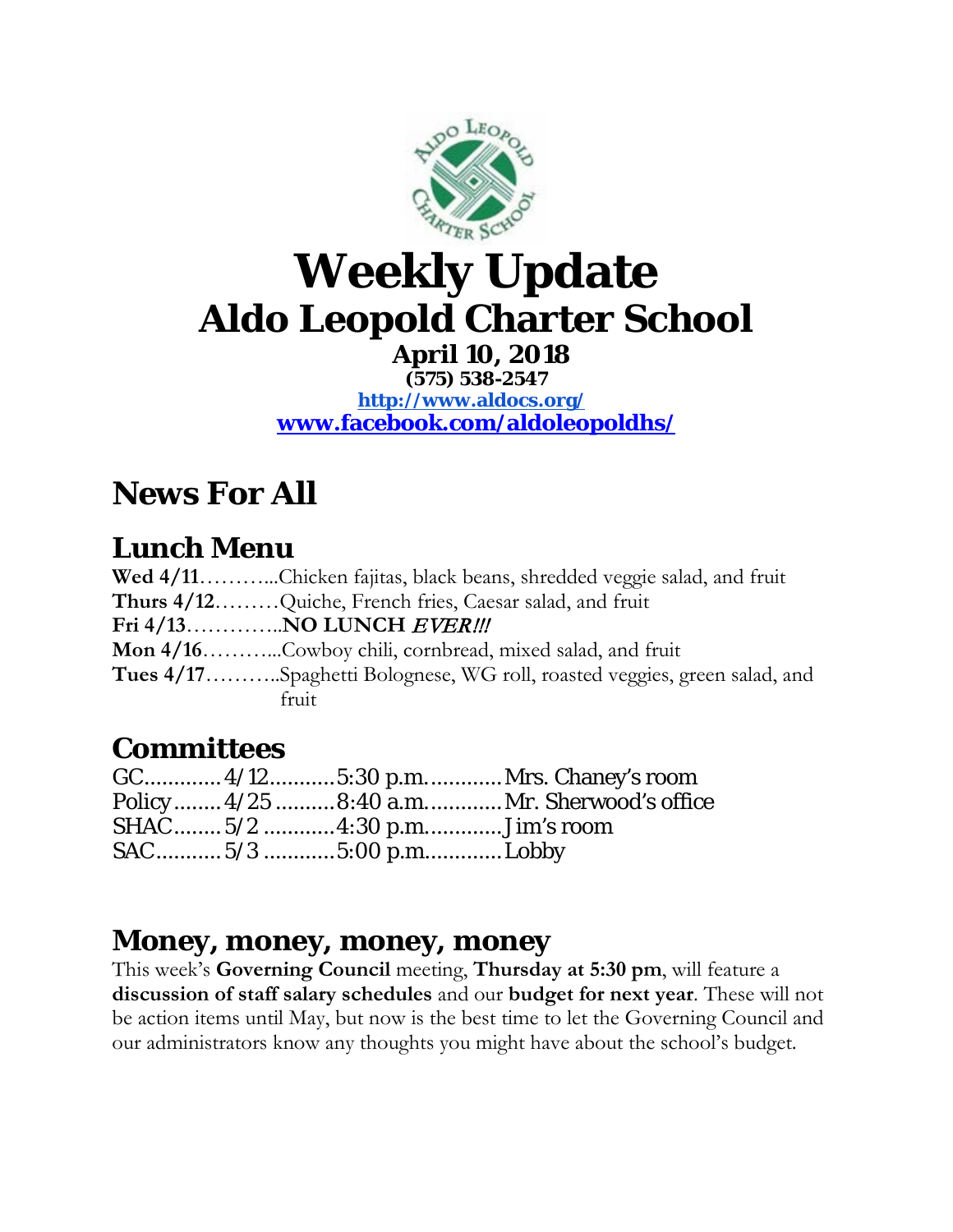# Weekly Update

## Aldo Leopold Charter School

**April 10, 2018**

**(575) 538-2547**

**http://www.aldocs.org/**

**www.facebook.com/aldoleopoldhs/**

# News For All

## Lunch Menu

**Wed 4/11**…………Chicken fajitas, black beans, shredded veggie salad, and fruit

**Thurs 4/12**………Quiche, French fries, Caesar salad, and fruit

**Fri 4/13**…………..**NO LUNCH** ***EVER!!!***

**Mon 4/16**…………Cowboy chili, cornbread, mixed salad, and fruit

**Tues 4/17**…………Spaghetti Bolognese, WG roll, roasted veggies, green salad, and fruit

## Committees

GC............4/12...........5:30 p.m............Mrs. Chaney's room

Policy........4/25..........8:40 a.m............Mr. Sherwood's office

SHAC........5/2............4:30 p.m............Jim's room

SAC...........5/3............5:00 p.m............Lobby

## Money, money, money, money

This week's **Governing Council** meeting, **Thursday at 5:30 pm**, will feature a **discussion of staff salary schedules** and our **budget for next year**. These will not be action items until May, but now is the best time to let the Governing Council and our administrators know any thoughts you might have about the school's budget.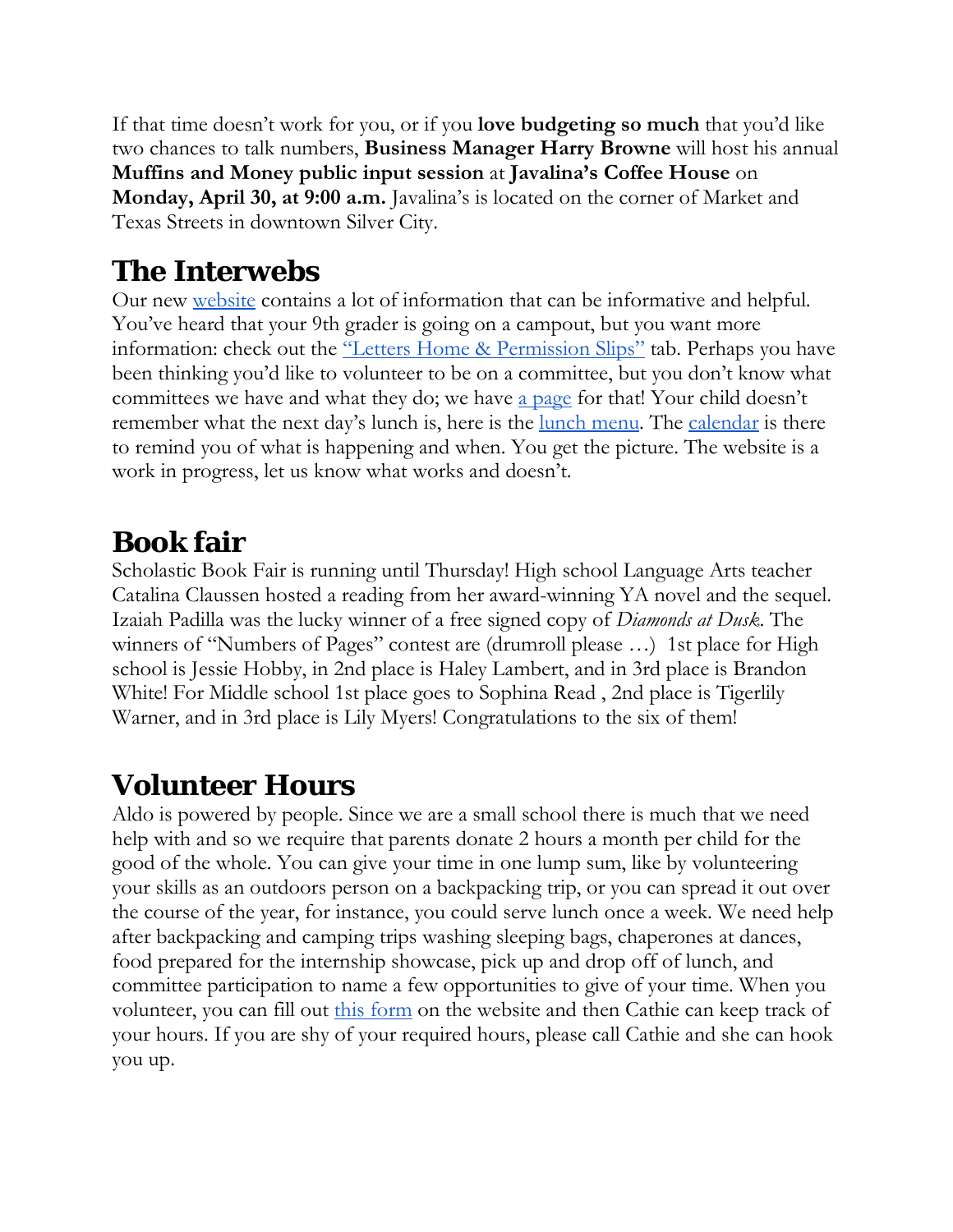If that time doesn't work for you, or if you **love budgeting so much** that you'd like two chances to talk numbers, **Business Manager Harry Browne** will host his annual **Muffins and Money public input session** at **Javalina's Coffee House** on **Monday, April 30, at 9:00 a.m.** Javalina's is located on the corner of Market and Texas Streets in downtown Silver City.

## The Interwebs

Our new website contains a lot of information that can be informative and helpful. You've heard that your 9th grader is going on a campout, but you want more information: check out the "Letters Home & Permission Slips" tab. Perhaps you have been thinking you'd like to volunteer to be on a committee, but you don't know what committees we have and what they do; we have a page for that! Your child doesn't remember what the next day's lunch is, here is the lunch menu. The calendar is there to remind you of what is happening and when. You get the picture. The website is a work in progress, let us know what works and doesn't.

## Book fair

Scholastic Book Fair is running until Thursday! High school Language Arts teacher Catalina Claussen hosted a reading from her award-winning YA novel and the sequel. Izaiah Padilla was the lucky winner of a free signed copy of *Diamonds at Dusk*. The winners of "Numbers of Pages" contest are (drumroll please …) 1st place for High school is Jessie Hobby, in 2nd place is Haley Lambert, and in 3rd place is Brandon White! For Middle school 1st place goes to Sophina Read , 2nd place is Tigerlily Warner, and in 3rd place is Lily Myers! Congratulations to the six of them!

## Volunteer Hours

Aldo is powered by people. Since we are a small school there is much that we need help with and so we require that parents donate 2 hours a month per child for the good of the whole. You can give your time in one lump sum, like by volunteering your skills as an outdoors person on a backpacking trip, or you can spread it out over the course of the year, for instance, you could serve lunch once a week. We need help after backpacking and camping trips washing sleeping bags, chaperones at dances, food prepared for the internship showcase, pick up and drop off of lunch, and committee participation to name a few opportunities to give of your time. When you volunteer, you can fill out this form on the website and then Cathie can keep track of your hours. If you are shy of your required hours, please call Cathie and she can hook you up.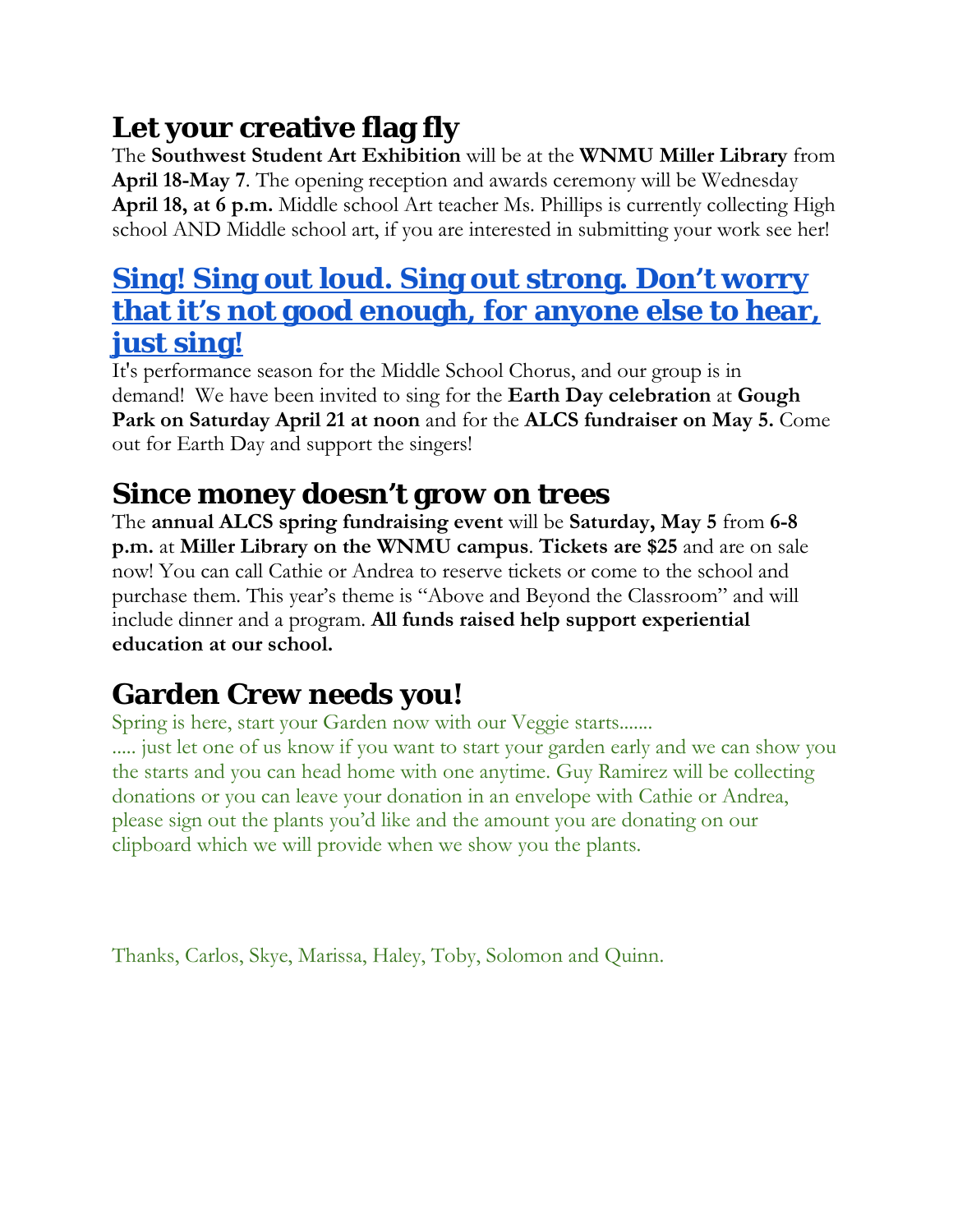## Let your creative flag fly

The **Southwest Student Art Exhibition** will be at the **WNMU Miller Library** from **April 18-May 7**. The opening reception and awards ceremony will be Wednesday **April 18, at 6 p.m.** Middle school Art teacher Ms. Phillips is currently collecting High school AND Middle school art, if you are interested in submitting your work see her!

## Sing! Sing out loud. Sing out strong. Don't worry that it's not good enough, for anyone else to hear, just sing!

It's performance season for the Middle School Chorus, and our group is in demand! We have been invited to sing for the **Earth Day celebration** at **Gough Park on Saturday April 21 at noon** and for the **ALCS fundraiser on May 5.** Come out for Earth Day and support the singers!

## Since money doesn't grow on trees

The **annual ALCS spring fundraising event** will be **Saturday, May 5** from **6-8 p.m.** at **Miller Library on the WNMU campus**. **Tickets are $25** and are on sale now! You can call Cathie or Andrea to reserve tickets or come to the school and purchase them. This year's theme is "Above and Beyond the Classroom" and will include dinner and a program. **All funds raised help support experiential education at our school.**

## Garden Crew needs you!

Spring is here, start your Garden now with our Veggie starts.......

..... just let one of us know if you want to start your garden early and we can show you the starts and you can head home with one anytime. Guy Ramirez will be collecting donations or you can leave your donation in an envelope with Cathie or Andrea, please sign out the plants you'd like and the amount you are donating on our clipboard which we will provide when we show you the plants.

Thanks, Carlos, Skye, Marissa, Haley, Toby, Solomon and Quinn.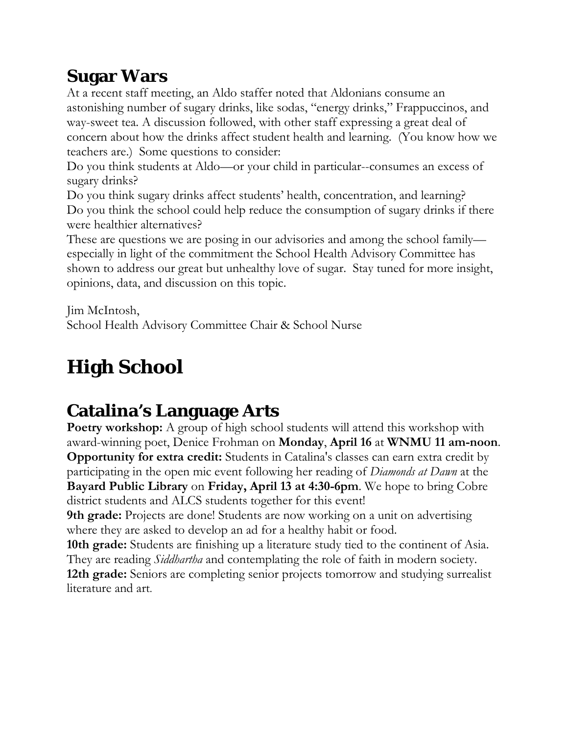## Sugar Wars

At a recent staff meeting, an Aldo staffer noted that Aldonians consume an astonishing number of sugary drinks, like sodas, "energy drinks," Frappuccinos, and way-sweet tea. A discussion followed, with other staff expressing a great deal of concern about how the drinks affect student health and learning. (You know how we teachers are.) Some questions to consider:

Do you think students at Aldo—or your child in particular--consumes an excess of sugary drinks?

Do you think sugary drinks affect students' health, concentration, and learning?

Do you think the school could help reduce the consumption of sugary drinks if there were healthier alternatives?

These are questions we are posing in our advisories and among the school family—especially in light of the commitment the School Health Advisory Committee has shown to address our great but unhealthy love of sugar. Stay tuned for more insight, opinions, data, and discussion on this topic.

Jim McIntosh,
School Health Advisory Committee Chair & School Nurse

# High School

## Catalina's Language Arts

**Poetry workshop:** A group of high school students will attend this workshop with award-winning poet, Denice Frohman on **Monday**, **April 16** at **WNMU 11 am-noon**.
**Opportunity for extra credit:** Students in Catalina's classes can earn extra credit by participating in the open mic event following her reading of *Diamonds at Dawn* at the **Bayard Public Library** on **Friday, April 13 at 4:30-6pm**. We hope to bring Cobre district students and ALCS students together for this event!
**9th grade:** Projects are done! Students are now working on a unit on advertising where they are asked to develop an ad for a healthy habit or food.
**10th grade:** Students are finishing up a literature study tied to the continent of Asia. They are reading *Siddhartha* and contemplating the role of faith in modern society.
**12th grade:** Seniors are completing senior projects tomorrow and studying surrealist literature and art.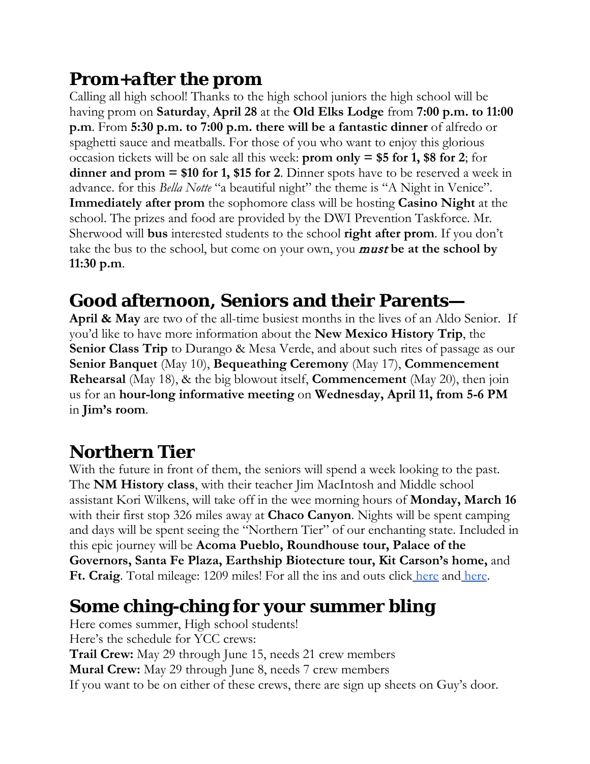## Prom+after the prom

Calling all high school! Thanks to the high school juniors the high school will be having prom on **Saturday**, **April 28** at the **Old Elks Lodge** from **7:00 p.m. to 11:00 p.m**. From **5:30 p.m. to 7:00 p.m. there will be a fantastic dinner** of alfredo or spaghetti sauce and meatballs. For those of you who want to enjoy this glorious occasion tickets will be on sale all this week: **prom only = $5 for 1, $8 for 2**; for **dinner and prom = $10 for 1, $15 for 2**. Dinner spots have to be reserved a week in advance. for this *Bella Notte* "a beautiful night" the theme is "A Night in Venice". **Immediately after prom** the sophomore class will be hosting **Casino Night** at the school. The prizes and food are provided by the DWI Prevention Taskforce. Mr. Sherwood will **bus** interested students to the school **right after prom**. If you don't take the bus to the school, but come on your own, you ***must*** **be at the school by 11:30 p.m**.

## Good afternoon, Seniors and their Parents—

**April & May** are two of the all-time busiest months in the lives of an Aldo Senior. If you'd like to have more information about the **New Mexico History Trip**, the **Senior Class Trip** to Durango & Mesa Verde, and about such rites of passage as our **Senior Banquet** (May 10), **Bequeathing Ceremony** (May 17), **Commencement Rehearsal** (May 18), & the big blowout itself, **Commencement** (May 20), then join us for an **hour-long informative meeting** on **Wednesday, April 11, from 5-6 PM** in **Jim's room**.

## Northern Tier

With the future in front of them, the seniors will spend a week looking to the past. The **NM History class**, with their teacher Jim MacIntosh and Middle school assistant Kori Wilkens, will take off in the wee morning hours of **Monday, March 16** with their first stop 326 miles away at **Chaco Canyon**. Nights will be spent camping and days will be spent seeing the "Northern Tier" of our enchanting state. Included in this epic journey will be **Acoma Pueblo, Roundhouse tour, Palace of the Governors, Santa Fe Plaza, Earthship Biotecture tour, Kit Carson's home,** and **Ft. Craig**. Total mileage: 1209 miles! For all the ins and outs click here and here.

## Some ching-ching for your summer bling

Here comes summer, High school students!
Here's the schedule for YCC crews:
**Trail Crew:** May 29 through June 15, needs 21 crew members
**Mural Crew:** May 29 through June 8, needs 7 crew members
If you want to be on either of these crews, there are sign up sheets on Guy's door.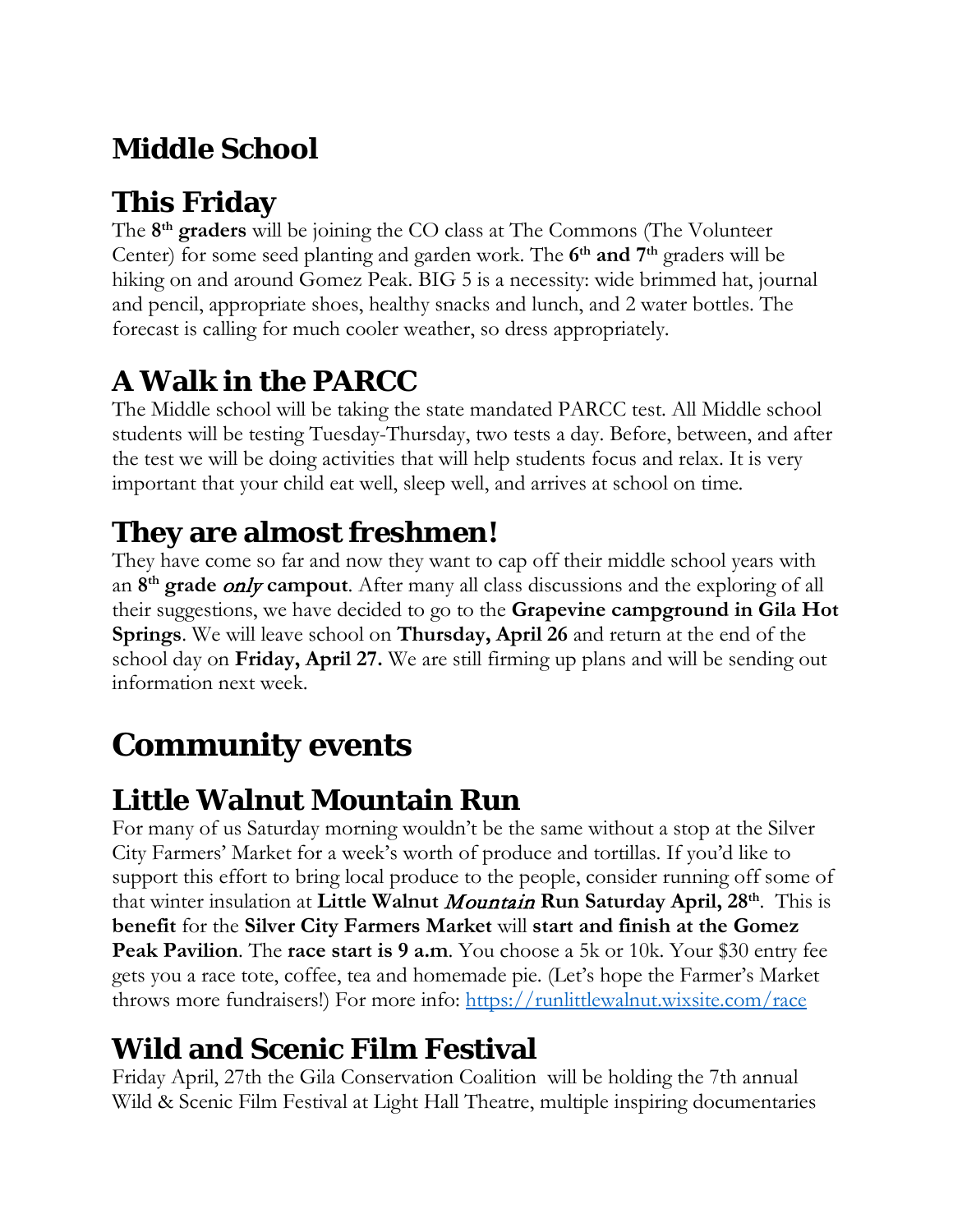# Middle School

## This Friday

The **8th graders** will be joining the CO class at The Commons (The Volunteer Center) for some seed planting and garden work. The **6th and 7th** graders will be hiking on and around Gomez Peak. BIG 5 is a necessity: wide brimmed hat, journal and pencil, appropriate shoes, healthy snacks and lunch, and 2 water bottles. The forecast is calling for much cooler weather, so dress appropriately.

## A Walk in the PARCC

The Middle school will be taking the state mandated PARCC test. All Middle school students will be testing Tuesday-Thursday, two tests a day. Before, between, and after the test we will be doing activities that will help students focus and relax. It is very important that your child eat well, sleep well, and arrives at school on time.

## They are almost freshmen!

They have come so far and now they want to cap off their middle school years with an **8th grade *only* campout**. After many all class discussions and the exploring of all their suggestions, we have decided to go to the **Grapevine campground in Gila Hot Springs**. We will leave school on **Thursday, April 26** and return at the end of the school day on **Friday, April 27.** We are still firming up plans and will be sending out information next week.

# Community events

## Little Walnut Mountain Run

For many of us Saturday morning wouldn't be the same without a stop at the Silver City Farmers' Market for a week's worth of produce and tortillas. If you'd like to support this effort to bring local produce to the people, consider running off some of that winter insulation at **Little Walnut *Mountain* Run Saturday April, 28th**. This is **benefit** for the **Silver City Farmers Market** will **start and finish at the Gomez Peak Pavilion**. The **race start is 9 a.m**. You choose a 5k or 10k. Your $30 entry fee gets you a race tote, coffee, tea and homemade pie. (Let's hope the Farmer's Market throws more fundraisers!) For more info: https://runlittlewalnut.wixsite.com/race

## Wild and Scenic Film Festival

Friday April, 27th the Gila Conservation Coalition will be holding the 7th annual Wild & Scenic Film Festival at Light Hall Theatre, multiple inspiring documentaries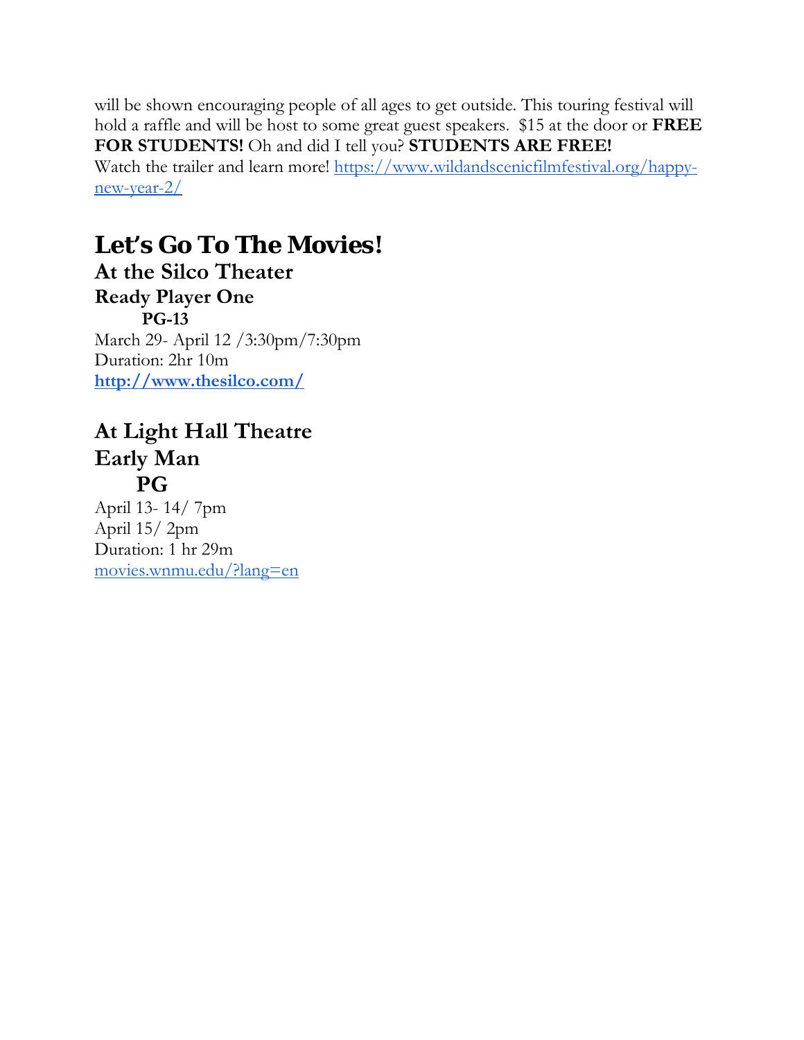will be shown encouraging people of all ages to get outside. This touring festival will hold a raffle and will be host to some great guest speakers. $15 at the door or **FREE FOR STUDENTS!** Oh and did I tell you? **STUDENTS ARE FREE!**
Watch the trailer and learn more! https://www.wildandscenicfilmfestival.org/happy-new-year-2/

## Let's Go To The Movies!

### At the Silco Theater

**Ready Player One**

**PG-13**

March 29- April 12 /3:30pm/7:30pm
Duration: 2hr 10m
**http://www.thesilco.com/**

### At Light Hall Theatre

### Early Man

### PG

April 13- 14/ 7pm
April 15/ 2pm
Duration: 1 hr 29m
movies.wnmu.edu/?lang=en